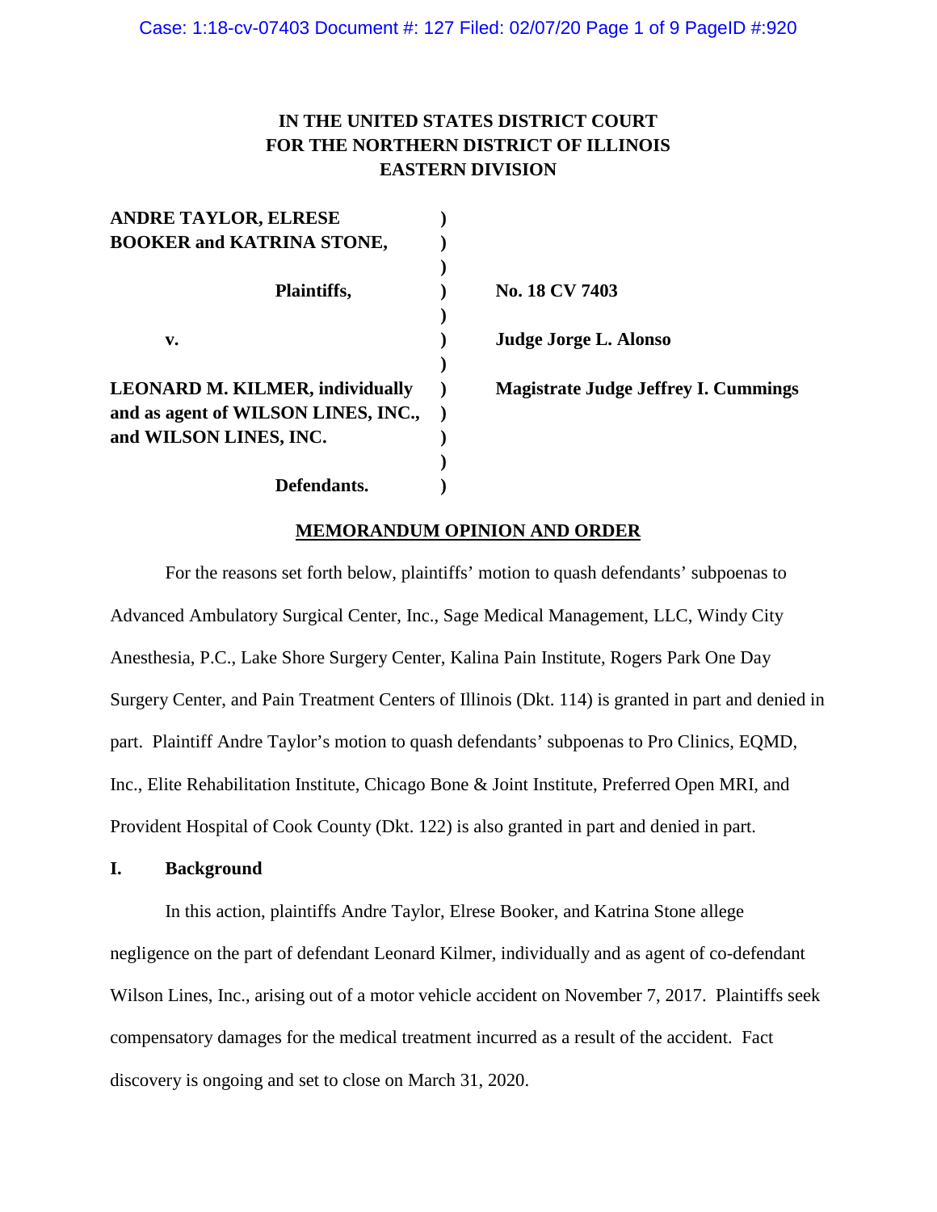**IN THE UNITED STATES DISTRICT COURT**
**FOR THE NORTHERN DISTRICT OF ILLINOIS**
**EASTERN DIVISION**

| | | |
|---|---|---|
| **ANDRE TAYLOR, ELRESE BOOKER and KATRINA STONE,** | ) | |
| **Plaintiffs,** | ) | **No. 18 CV 7403** |
| **v.** | ) | **Judge Jorge L. Alonso** |
| **LEONARD M. KILMER, individually and as agent of WILSON LINES, INC., and WILSON LINES, INC.** | ) | **Magistrate Judge Jeffrey I. Cummings** |
| **Defendants.** | ) | |

**MEMORANDUM OPINION AND ORDER**

For the reasons set forth below, plaintiffs' motion to quash defendants' subpoenas to Advanced Ambulatory Surgical Center, Inc., Sage Medical Management, LLC, Windy City Anesthesia, P.C., Lake Shore Surgery Center, Kalina Pain Institute, Rogers Park One Day Surgery Center, and Pain Treatment Centers of Illinois (Dkt. 114) is granted in part and denied in part. Plaintiff Andre Taylor's motion to quash defendants' subpoenas to Pro Clinics, EQMD, Inc., Elite Rehabilitation Institute, Chicago Bone & Joint Institute, Preferred Open MRI, and Provident Hospital of Cook County (Dkt. 122) is also granted in part and denied in part.

## I. Background

In this action, plaintiffs Andre Taylor, Elrese Booker, and Katrina Stone allege negligence on the part of defendant Leonard Kilmer, individually and as agent of co-defendant Wilson Lines, Inc., arising out of a motor vehicle accident on November 7, 2017. Plaintiffs seek compensatory damages for the medical treatment incurred as a result of the accident. Fact discovery is ongoing and set to close on March 31, 2020.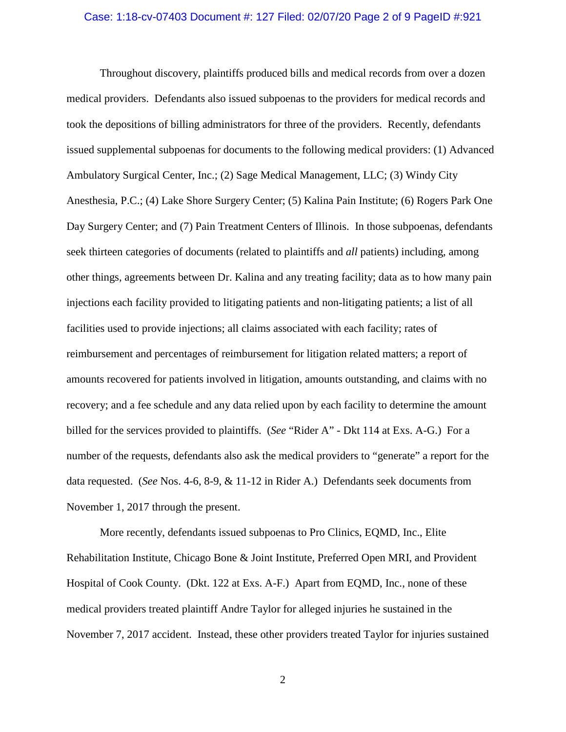Throughout discovery, plaintiffs produced bills and medical records from over a dozen medical providers. Defendants also issued subpoenas to the providers for medical records and took the depositions of billing administrators for three of the providers. Recently, defendants issued supplemental subpoenas for documents to the following medical providers: (1) Advanced Ambulatory Surgical Center, Inc.; (2) Sage Medical Management, LLC; (3) Windy City Anesthesia, P.C.; (4) Lake Shore Surgery Center; (5) Kalina Pain Institute; (6) Rogers Park One Day Surgery Center; and (7) Pain Treatment Centers of Illinois. In those subpoenas, defendants seek thirteen categories of documents (related to plaintiffs and *all* patients) including, among other things, agreements between Dr. Kalina and any treating facility; data as to how many pain injections each facility provided to litigating patients and non-litigating patients; a list of all facilities used to provide injections; all claims associated with each facility; rates of reimbursement and percentages of reimbursement for litigation related matters; a report of amounts recovered for patients involved in litigation, amounts outstanding, and claims with no recovery; and a fee schedule and any data relied upon by each facility to determine the amount billed for the services provided to plaintiffs. (*See* "Rider A" - Dkt 114 at Exs. A-G.) For a number of the requests, defendants also ask the medical providers to "generate" a report for the data requested. (*See* Nos. 4-6, 8-9, & 11-12 in Rider A.) Defendants seek documents from November 1, 2017 through the present.

More recently, defendants issued subpoenas to Pro Clinics, EQMD, Inc., Elite Rehabilitation Institute, Chicago Bone & Joint Institute, Preferred Open MRI, and Provident Hospital of Cook County. (Dkt. 122 at Exs. A-F.) Apart from EQMD, Inc., none of these medical providers treated plaintiff Andre Taylor for alleged injuries he sustained in the November 7, 2017 accident. Instead, these other providers treated Taylor for injuries sustained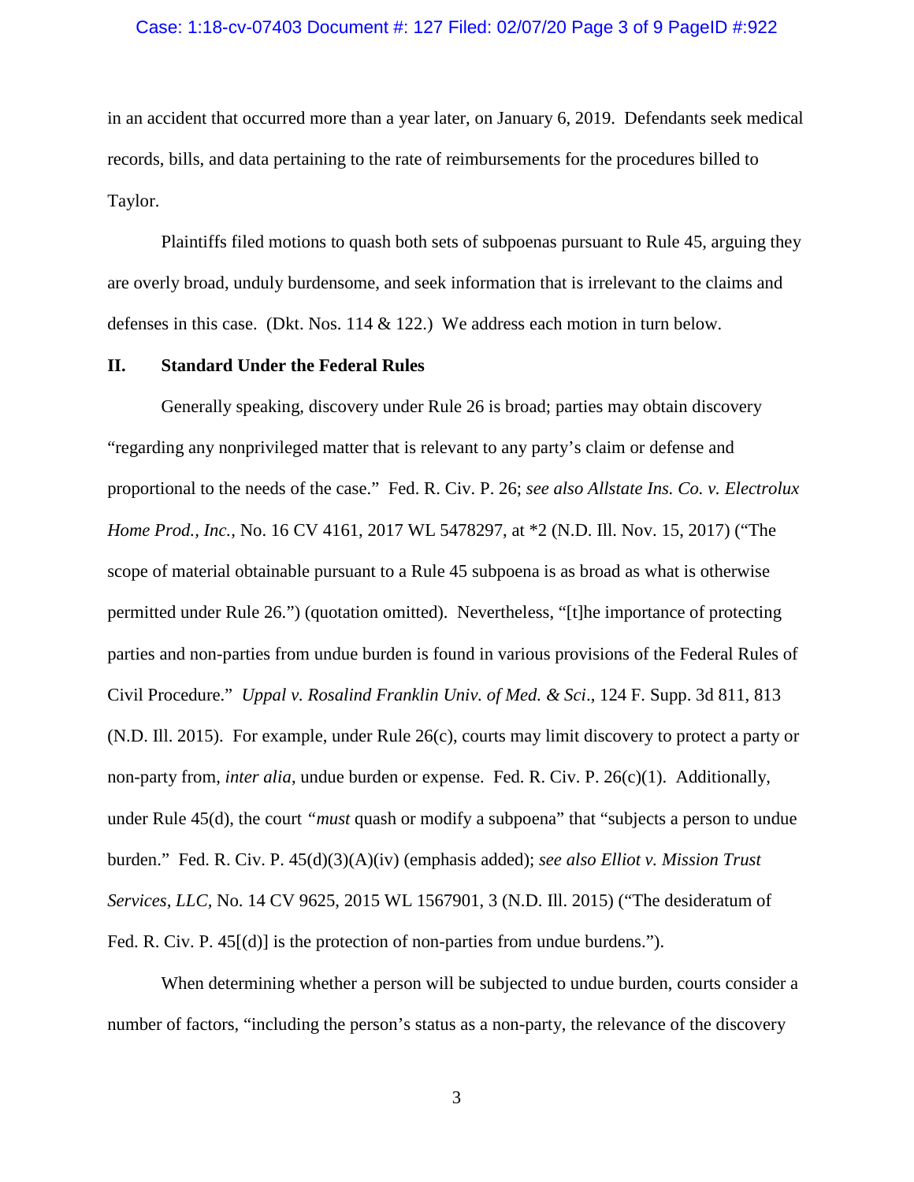in an accident that occurred more than a year later, on January 6, 2019. Defendants seek medical records, bills, and data pertaining to the rate of reimbursements for the procedures billed to Taylor.

Plaintiffs filed motions to quash both sets of subpoenas pursuant to Rule 45, arguing they are overly broad, unduly burdensome, and seek information that is irrelevant to the claims and defenses in this case. (Dkt. Nos. 114 & 122.) We address each motion in turn below.

## II. Standard Under the Federal Rules

Generally speaking, discovery under Rule 26 is broad; parties may obtain discovery "regarding any nonprivileged matter that is relevant to any party's claim or defense and proportional to the needs of the case." Fed. R. Civ. P. 26; *see also Allstate Ins. Co. v. Electrolux Home Prod., Inc.*, No. 16 CV 4161, 2017 WL 5478297, at *2 (N.D. Ill. Nov. 15, 2017) ("The scope of material obtainable pursuant to a Rule 45 subpoena is as broad as what is otherwise permitted under Rule 26.") (quotation omitted). Nevertheless, "[t]he importance of protecting parties and non-parties from undue burden is found in various provisions of the Federal Rules of Civil Procedure." *Uppal v. Rosalind Franklin Univ. of Med. & Sci*., 124 F. Supp. 3d 811, 813 (N.D. Ill. 2015). For example, under Rule 26(c), courts may limit discovery to protect a party or non-party from, *inter alia*, undue burden or expense. Fed. R. Civ. P. 26(c)(1). Additionally, under Rule 45(d), the court *"must* quash or modify a subpoena" that "subjects a person to undue burden." Fed. R. Civ. P. 45(d)(3)(A)(iv) (emphasis added); *see also Elliot v. Mission Trust Services, LLC,* No. 14 CV 9625, 2015 WL 1567901, 3 (N.D. Ill. 2015) ("The desideratum of Fed. R. Civ. P. 45[(d)] is the protection of non-parties from undue burdens.").

When determining whether a person will be subjected to undue burden, courts consider a number of factors, "including the person's status as a non-party, the relevance of the discovery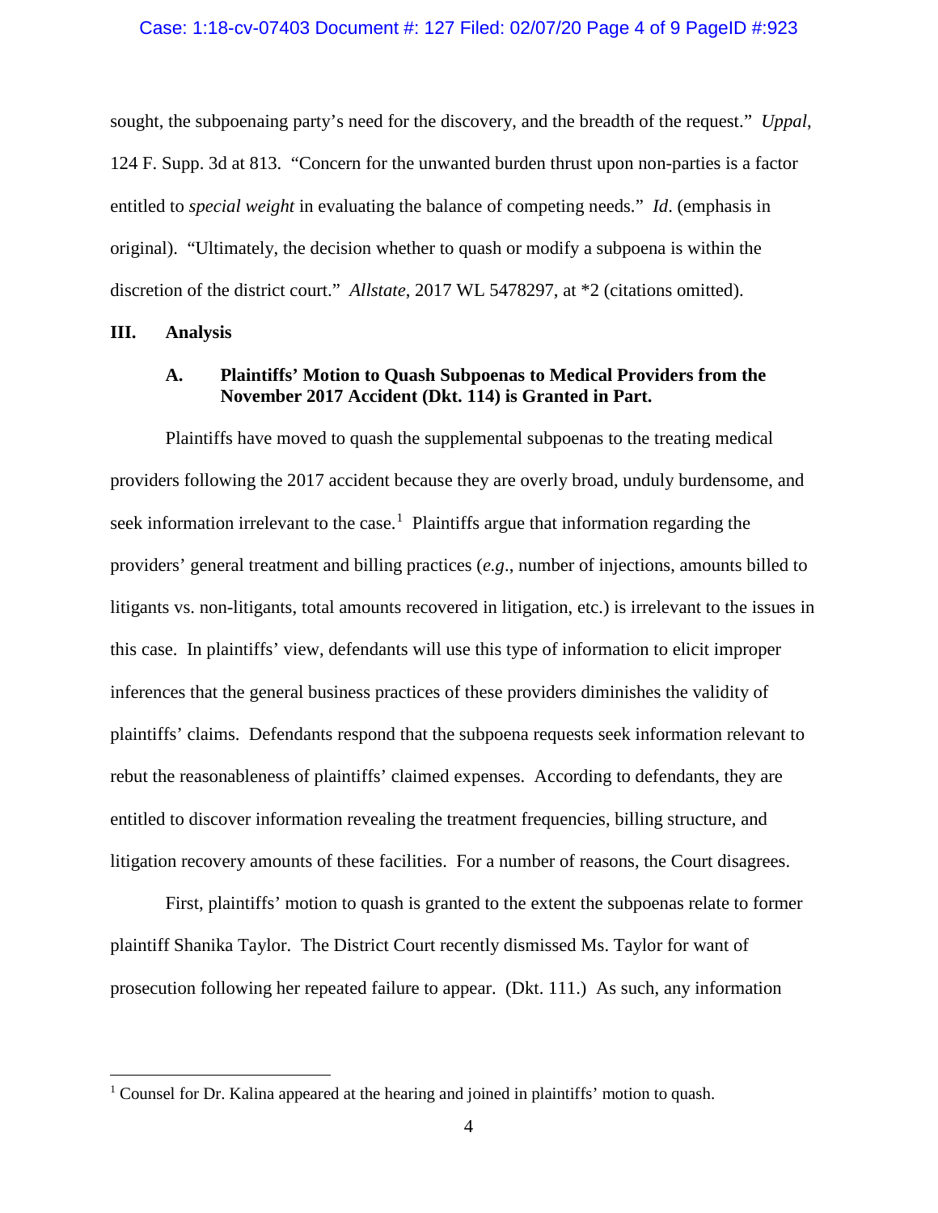sought, the subpoenaing party's need for the discovery, and the breadth of the request." *Uppal*, 124 F. Supp. 3d at 813. "Concern for the unwanted burden thrust upon non-parties is a factor entitled to *special weight* in evaluating the balance of competing needs." *Id*. (emphasis in original). "Ultimately, the decision whether to quash or modify a subpoena is within the discretion of the district court." *Allstate*, 2017 WL 5478297, at *2 (citations omitted).

## III. Analysis

### A. Plaintiffs' Motion to Quash Subpoenas to Medical Providers from the November 2017 Accident (Dkt. 114) is Granted in Part.

Plaintiffs have moved to quash the supplemental subpoenas to the treating medical providers following the 2017 accident because they are overly broad, unduly burdensome, and seek information irrelevant to the case.[1] Plaintiffs argue that information regarding the providers' general treatment and billing practices (*e.g*., number of injections, amounts billed to litigants vs. non-litigants, total amounts recovered in litigation, etc.) is irrelevant to the issues in this case. In plaintiffs' view, defendants will use this type of information to elicit improper inferences that the general business practices of these providers diminishes the validity of plaintiffs' claims. Defendants respond that the subpoena requests seek information relevant to rebut the reasonableness of plaintiffs' claimed expenses. According to defendants, they are entitled to discover information revealing the treatment frequencies, billing structure, and litigation recovery amounts of these facilities. For a number of reasons, the Court disagrees.

First, plaintiffs' motion to quash is granted to the extent the subpoenas relate to former plaintiff Shanika Taylor. The District Court recently dismissed Ms. Taylor for want of prosecution following her repeated failure to appear. (Dkt. 111.) As such, any information

[1] Counsel for Dr. Kalina appeared at the hearing and joined in plaintiffs' motion to quash.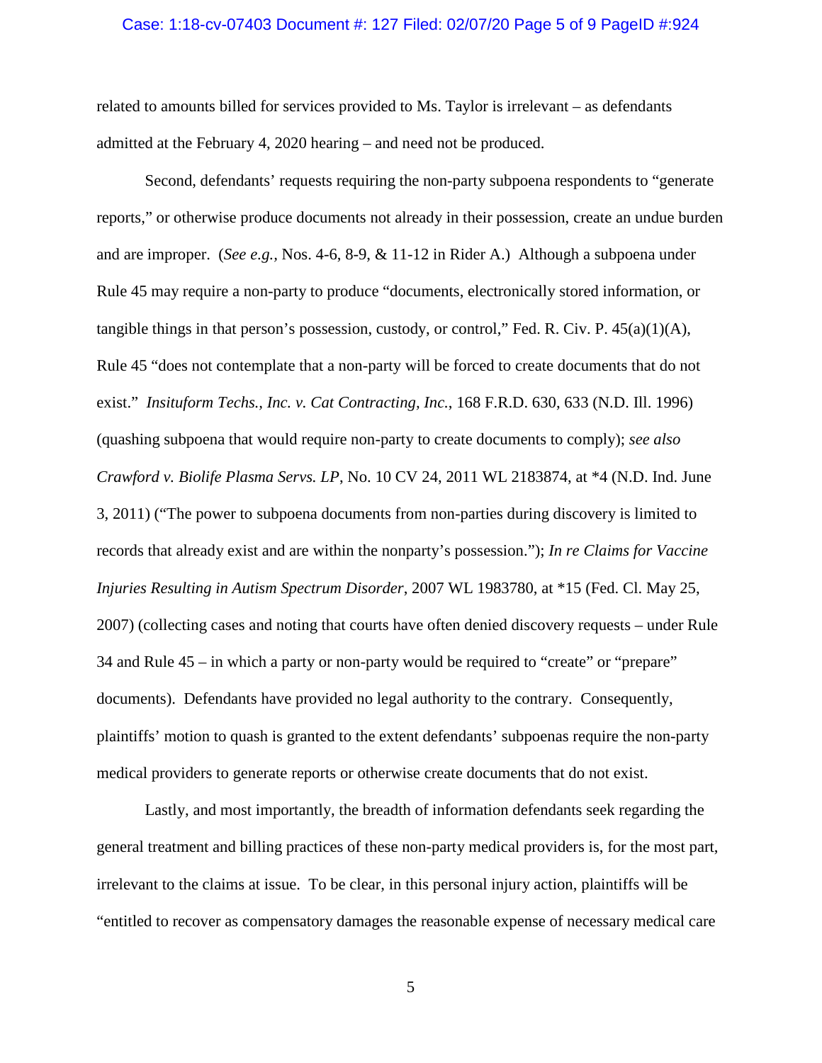related to amounts billed for services provided to Ms. Taylor is irrelevant – as defendants admitted at the February 4, 2020 hearing – and need not be produced.

Second, defendants' requests requiring the non-party subpoena respondents to "generate reports," or otherwise produce documents not already in their possession, create an undue burden and are improper. (*See e.g.*, Nos. 4-6, 8-9, & 11-12 in Rider A.) Although a subpoena under Rule 45 may require a non-party to produce "documents, electronically stored information, or tangible things in that person's possession, custody, or control," Fed. R. Civ. P. 45(a)(1)(A), Rule 45 "does not contemplate that a non-party will be forced to create documents that do not exist." *Insituform Techs., Inc. v. Cat Contracting, Inc.*, 168 F.R.D. 630, 633 (N.D. Ill. 1996) (quashing subpoena that would require non-party to create documents to comply); *see also Crawford v. Biolife Plasma Servs. LP*, No. 10 CV 24, 2011 WL 2183874, at *4 (N.D. Ind. June 3, 2011) ("The power to subpoena documents from non-parties during discovery is limited to records that already exist and are within the nonparty's possession."); *In re Claims for Vaccine Injuries Resulting in Autism Spectrum Disorder*, 2007 WL 1983780, at *15 (Fed. Cl. May 25, 2007) (collecting cases and noting that courts have often denied discovery requests – under Rule 34 and Rule 45 – in which a party or non-party would be required to "create" or "prepare" documents). Defendants have provided no legal authority to the contrary. Consequently, plaintiffs' motion to quash is granted to the extent defendants' subpoenas require the non-party medical providers to generate reports or otherwise create documents that do not exist.

Lastly, and most importantly, the breadth of information defendants seek regarding the general treatment and billing practices of these non-party medical providers is, for the most part, irrelevant to the claims at issue. To be clear, in this personal injury action, plaintiffs will be "entitled to recover as compensatory damages the reasonable expense of necessary medical care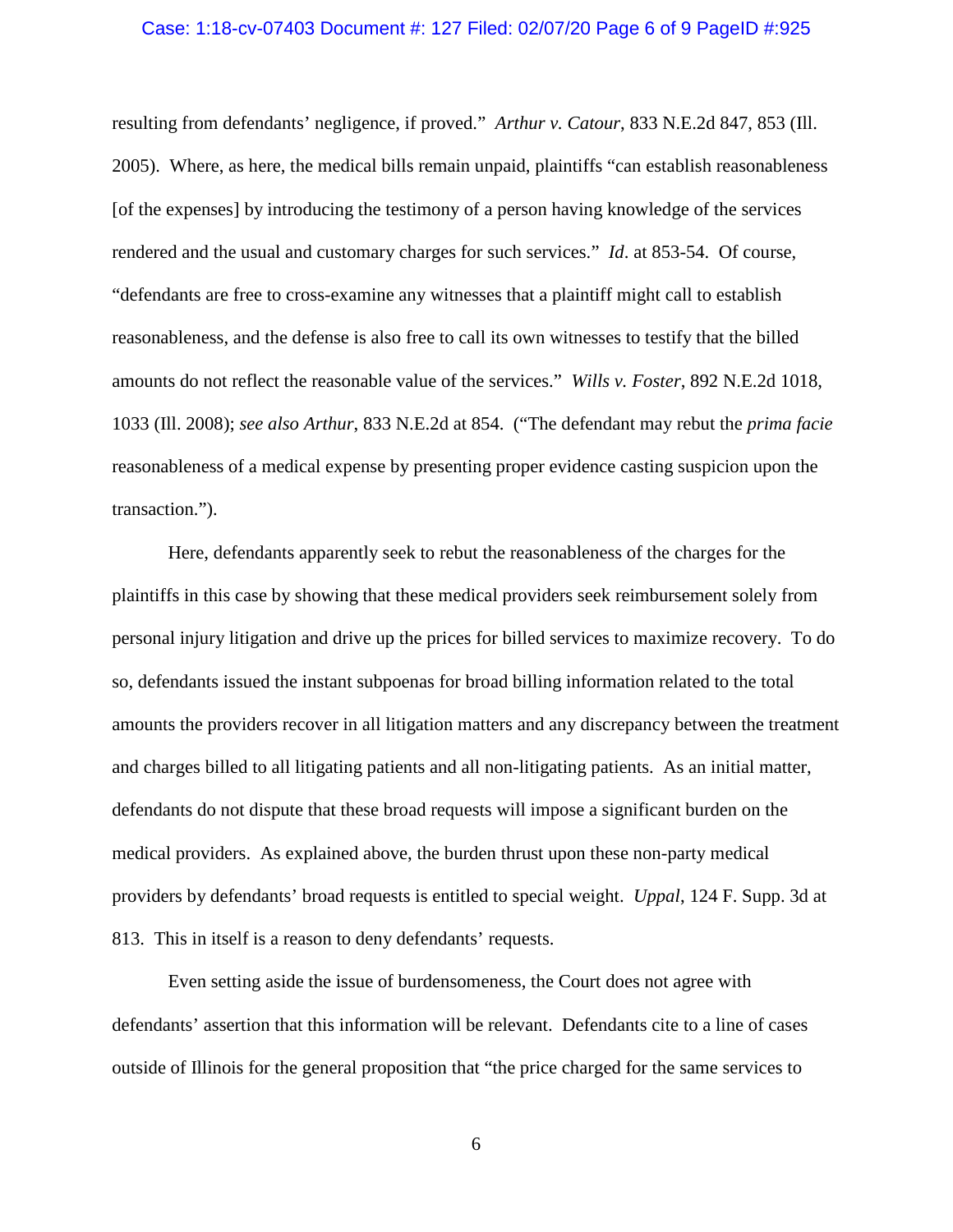resulting from defendants' negligence, if proved." *Arthur v. Catour*, 833 N.E.2d 847, 853 (Ill. 2005). Where, as here, the medical bills remain unpaid, plaintiffs "can establish reasonableness [of the expenses] by introducing the testimony of a person having knowledge of the services rendered and the usual and customary charges for such services." *Id*. at 853-54. Of course, "defendants are free to cross-examine any witnesses that a plaintiff might call to establish reasonableness, and the defense is also free to call its own witnesses to testify that the billed amounts do not reflect the reasonable value of the services." *Wills v. Foster*, 892 N.E.2d 1018, 1033 (Ill. 2008); *see also Arthur*, 833 N.E.2d at 854. ("The defendant may rebut the *prima facie* reasonableness of a medical expense by presenting proper evidence casting suspicion upon the transaction.").

Here, defendants apparently seek to rebut the reasonableness of the charges for the plaintiffs in this case by showing that these medical providers seek reimbursement solely from personal injury litigation and drive up the prices for billed services to maximize recovery. To do so, defendants issued the instant subpoenas for broad billing information related to the total amounts the providers recover in all litigation matters and any discrepancy between the treatment and charges billed to all litigating patients and all non-litigating patients. As an initial matter, defendants do not dispute that these broad requests will impose a significant burden on the medical providers. As explained above, the burden thrust upon these non-party medical providers by defendants' broad requests is entitled to special weight. *Uppal*, 124 F. Supp. 3d at 813. This in itself is a reason to deny defendants' requests.

Even setting aside the issue of burdensomeness, the Court does not agree with defendants' assertion that this information will be relevant. Defendants cite to a line of cases outside of Illinois for the general proposition that "the price charged for the same services to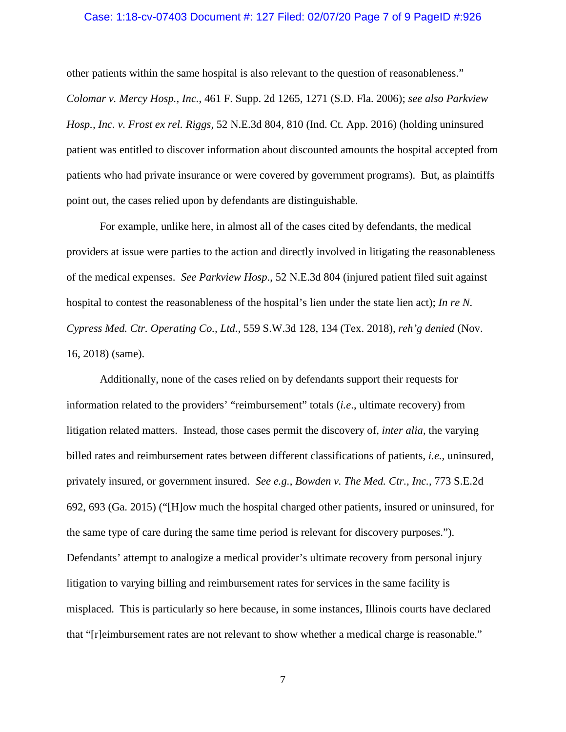other patients within the same hospital is also relevant to the question of reasonableness." *Colomar v. Mercy Hosp., Inc.*, 461 F. Supp. 2d 1265, 1271 (S.D. Fla. 2006); *see also Parkview Hosp., Inc. v. Frost ex rel. Riggs*, 52 N.E.3d 804, 810 (Ind. Ct. App. 2016) (holding uninsured patient was entitled to discover information about discounted amounts the hospital accepted from patients who had private insurance or were covered by government programs). But, as plaintiffs point out, the cases relied upon by defendants are distinguishable.

For example, unlike here, in almost all of the cases cited by defendants, the medical providers at issue were parties to the action and directly involved in litigating the reasonableness of the medical expenses. *See Parkview Hosp.*, 52 N.E.3d 804 (injured patient filed suit against hospital to contest the reasonableness of the hospital's lien under the state lien act); *In re N. Cypress Med. Ctr. Operating Co., Ltd.*, 559 S.W.3d 128, 134 (Tex. 2018), *reh'g denied* (Nov. 16, 2018) (same).

Additionally, none of the cases relied on by defendants support their requests for information related to the providers' "reimbursement" totals (*i.e.*, ultimate recovery) from litigation related matters. Instead, those cases permit the discovery of, *inter alia*, the varying billed rates and reimbursement rates between different classifications of patients, *i.e.*, uninsured, privately insured, or government insured. *See e.g.*, *Bowden v. The Med. Ctr., Inc.*, 773 S.E.2d 692, 693 (Ga. 2015) ("[H]ow much the hospital charged other patients, insured or uninsured, for the same type of care during the same time period is relevant for discovery purposes."). Defendants' attempt to analogize a medical provider's ultimate recovery from personal injury litigation to varying billing and reimbursement rates for services in the same facility is misplaced. This is particularly so here because, in some instances, Illinois courts have declared that "[r]eimbursement rates are not relevant to show whether a medical charge is reasonable."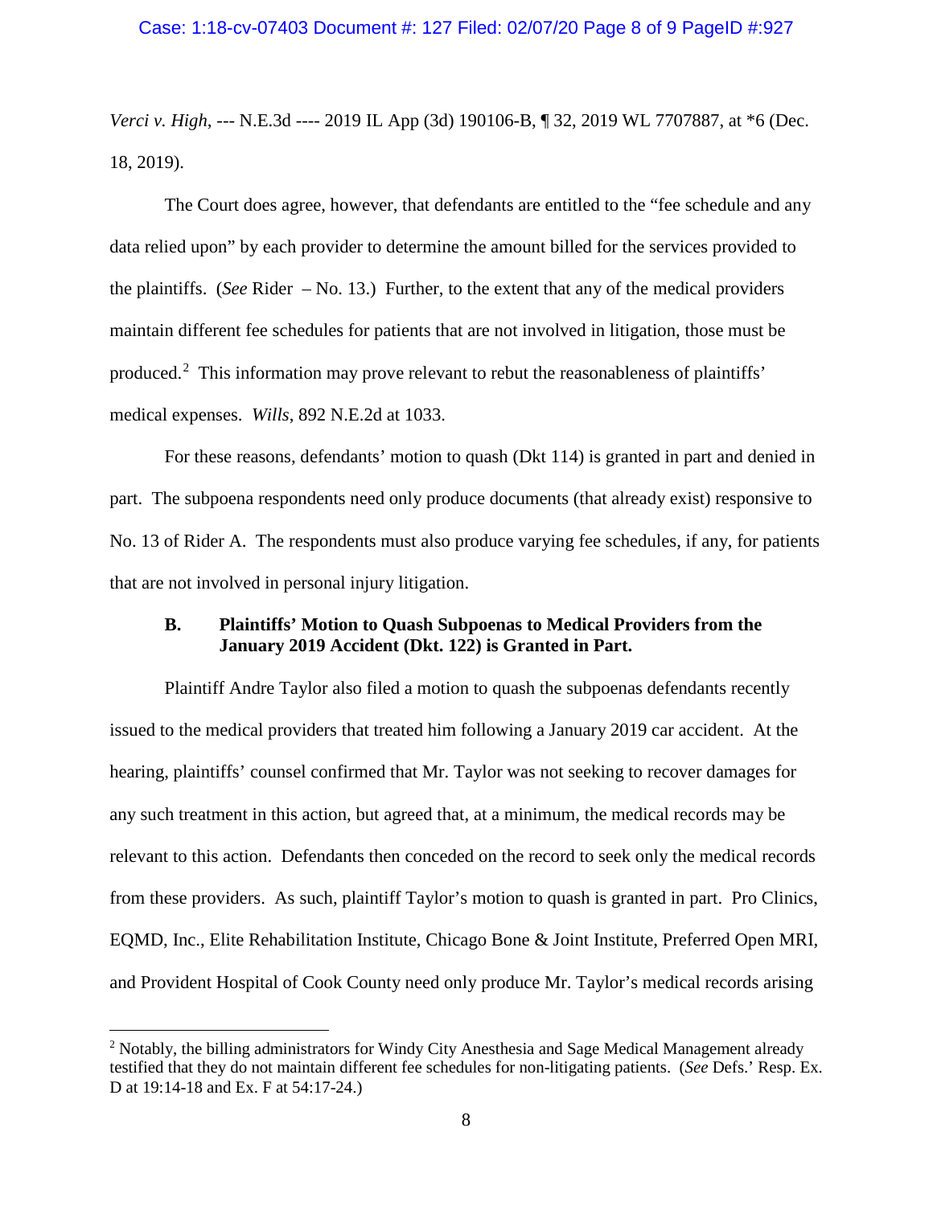*Verci v. High*, --- N.E.3d ---- 2019 IL App (3d) 190106-B, ¶ 32, 2019 WL 7707887, at *6 (Dec. 18, 2019).

The Court does agree, however, that defendants are entitled to the "fee schedule and any data relied upon" by each provider to determine the amount billed for the services provided to the plaintiffs. (*See* Rider – No. 13.) Further, to the extent that any of the medical providers maintain different fee schedules for patients that are not involved in litigation, those must be produced.[2] This information may prove relevant to rebut the reasonableness of plaintiffs' medical expenses. *Wills*, 892 N.E.2d at 1033.

For these reasons, defendants' motion to quash (Dkt 114) is granted in part and denied in part. The subpoena respondents need only produce documents (that already exist) responsive to No. 13 of Rider A. The respondents must also produce varying fee schedules, if any, for patients that are not involved in personal injury litigation.

### B. Plaintiffs' Motion to Quash Subpoenas to Medical Providers from the January 2019 Accident (Dkt. 122) is Granted in Part.

Plaintiff Andre Taylor also filed a motion to quash the subpoenas defendants recently issued to the medical providers that treated him following a January 2019 car accident. At the hearing, plaintiffs' counsel confirmed that Mr. Taylor was not seeking to recover damages for any such treatment in this action, but agreed that, at a minimum, the medical records may be relevant to this action. Defendants then conceded on the record to seek only the medical records from these providers. As such, plaintiff Taylor's motion to quash is granted in part. Pro Clinics, EQMD, Inc., Elite Rehabilitation Institute, Chicago Bone & Joint Institute, Preferred Open MRI, and Provident Hospital of Cook County need only produce Mr. Taylor's medical records arising

---

[2] Notably, the billing administrators for Windy City Anesthesia and Sage Medical Management already testified that they do not maintain different fee schedules for non-litigating patients. (*See* Defs.' Resp. Ex. D at 19:14-18 and Ex. F at 54:17-24.)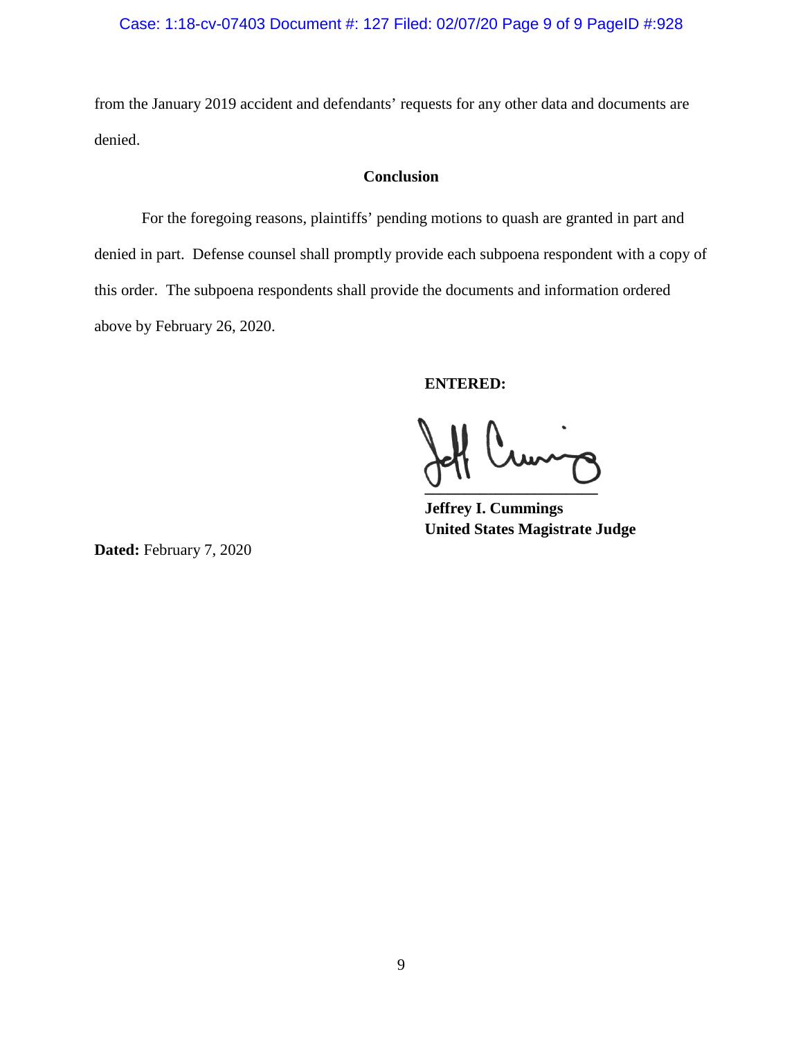from the January 2019 accident and defendants' requests for any other data and documents are denied.

## Conclusion

For the foregoing reasons, plaintiffs' pending motions to quash are granted in part and denied in part. Defense counsel shall promptly provide each subpoena respondent with a copy of this order. The subpoena respondents shall provide the documents and information ordered above by February 26, 2020.

**ENTERED:**

**Jeffrey I. Cummings**
**United States Magistrate Judge**

**Dated:** February 7, 2020